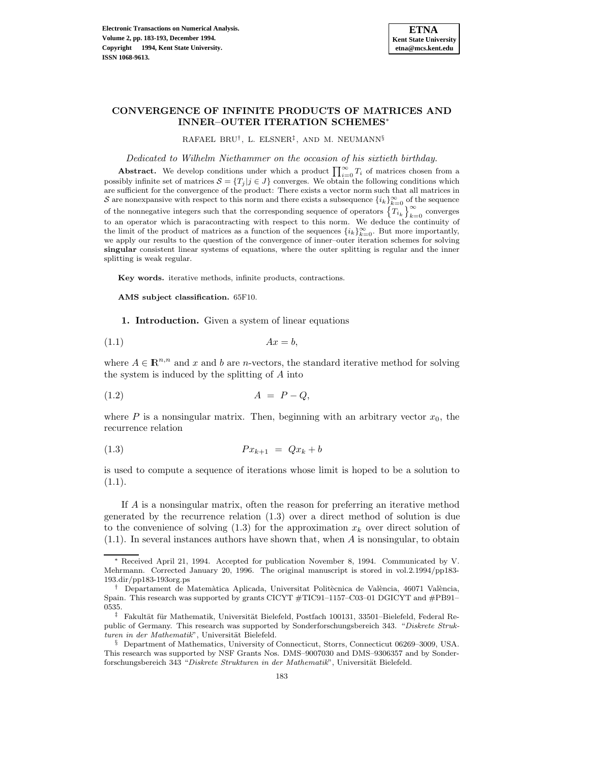# CONVERGENCE OF INFINITE PRODUCTS OF MATRICES AND INNER–OUTER ITERATION SCHEMES*

RAFAEL BRU[†], L. ELSNER[‡], AND M. NEUMANN[§]

*Dedicated to Wilhelm Niethammer on the occasion of his sixtieth birthday.*

**Abstract.** We develop conditions under which a product $\prod_{i=0}^{\infty} T_i$ of matrices chosen from a possibly infinite set of matrices $\mathcal{S} = \{T_j | j \in J\}$ converges. We obtain the following conditions which are sufficient for the convergence of the product: There exists a vector norm such that all matrices in $\mathcal{S}$ are nonexpansive with respect to this norm and there exists a subsequence $\{i_k\}_{k=0}^{\infty}$ of the sequence of the nonnegative integers such that the corresponding sequence of operators $\left\{T_{i_k}\right\}_{k=0}^{\infty}$ converges to an operator which is paracontracting with respect to this norm. We deduce the continuity of the limit of the product of matrices as a function of the sequences $\{i_k\}_{k=0}^{\infty}$. But more importantly, we apply our results to the question of the convergence of inner–outer iteration schemes for solving **singular** consistent linear systems of equations, where the outer splitting is regular and the inner splitting is weak regular.

**Key words.** iterative methods, infinite products, contractions.

**AMS subject classification.** 65F10.

## 1. Introduction.

Given a system of linear equations

$$Ax = b, \tag{1.1}$$

where $A \in \mathbb{R}^{n,n}$ and $x$ and $b$ are $n$-vectors, the standard iterative method for solving the system is induced by the splitting of $A$ into

$$A \ = \ P - Q, \tag{1.2}$$

where $P$ is a nonsingular matrix. Then, beginning with an arbitrary vector $x_0$, the recurrence relation

$$Px_{k+1} \ = \ Qx_k + b \tag{1.3}$$

is used to compute a sequence of iterations whose limit is hoped to be a solution to (1.1).

If $A$ is a nonsingular matrix, often the reason for preferring an iterative method generated by the recurrence relation (1.3) over a direct method of solution is due to the convenience of solving (1.3) for the approximation $x_k$ over direct solution of (1.1). In several instances authors have shown that, when $A$ is nonsingular, to obtain

---

\* Received April 21, 1994. Accepted for publication November 8, 1994. Communicated by V. Mehrmann. Corrected January 20, 1996. The original manuscript is stored in vol.2.1994/pp183-193.dir/pp183-193org.ps

[†] Departament de Matemàtica Aplicada, Universitat Politècnica de València, 46071 València, Spain. This research was supported by grants CICYT #TIC91–1157–C03–01 DGICYT and #PB91–0535.

[‡] Fakultät für Mathematik, Universität Bielefeld, Postfach 100131, 33501–Bielefeld, Federal Republic of Germany. This research was supported by Sonderforschungsbereich 343. "*Diskrete Strukturen in der Mathematik*", Universität Bielefeld.

[§] Department of Mathematics, University of Connecticut, Storrs, Connecticut 06269–3009, USA. This research was supported by NSF Grants Nos. DMS–9007030 and DMS–9306357 and by Sonderforschungsbereich 343 "*Diskrete Strukturen in der Mathematik*", Universität Bielefeld.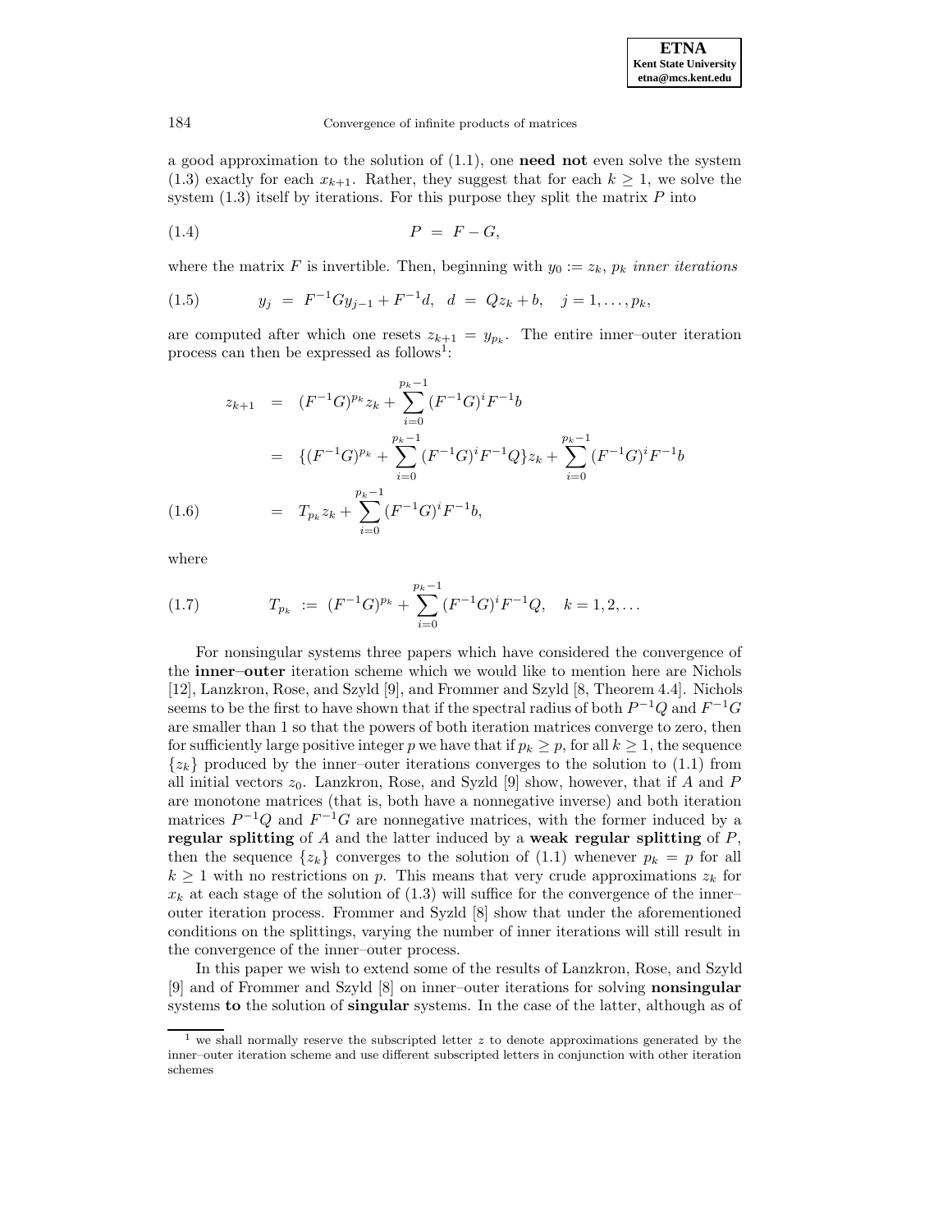a good approximation to the solution of (1.1), one **need not** even solve the system (1.3) exactly for each $x_{k+1}$. Rather, they suggest that for each $k \geq 1$, we solve the system (1.3) itself by iterations. For this purpose they split the matrix $P$ into

$$P \;=\; F - G, \tag{1.4}$$

where the matrix $F$ is invertible. Then, beginning with $y_0 := z_k$, $p_k$ *inner iterations*

$$y_j \;=\; F^{-1}Gy_{j-1} + F^{-1}d, \;\; d \;=\; Qz_k + b, \quad j = 1, \ldots, p_k, \tag{1.5}$$

are computed after which one resets $z_{k+1} = y_{p_k}$. The entire inner–outer iteration process can then be expressed as follows[1]:

$$\begin{aligned}
z_{k+1} &= (F^{-1}G)^{p_k} z_k + \sum_{i=0}^{p_k-1} (F^{-1}G)^i F^{-1} b \\
&= \{(F^{-1}G)^{p_k} + \sum_{i=0}^{p_k-1} (F^{-1}G)^i F^{-1} Q\} z_k + \sum_{i=0}^{p_k-1} (F^{-1}G)^i F^{-1} b \\
&= T_{p_k} z_k + \sum_{i=0}^{p_k-1} (F^{-1}G)^i F^{-1} b,
\end{aligned} \tag{1.6}$$

where

$$T_{p_k} \;:=\; (F^{-1}G)^{p_k} + \sum_{i=0}^{p_k-1} (F^{-1}G)^i F^{-1} Q, \quad k = 1, 2, \ldots \tag{1.7}$$

For nonsingular systems three papers which have considered the convergence of the **inner–outer** iteration scheme which we would like to mention here are Nichols [12], Lanzkron, Rose, and Szyld [9], and Frommer and Szyld [8, Theorem 4.4]. Nichols seems to be the first to have shown that if the spectral radius of both $P^{-1}Q$ and $F^{-1}G$ are smaller than 1 so that the powers of both iteration matrices converge to zero, then for sufficiently large positive integer $p$ we have that if $p_k \geq p$, for all $k \geq 1$, the sequence $\{z_k\}$ produced by the inner–outer iterations converges to the solution to (1.1) from all initial vectors $z_0$. Lanzkron, Rose, and Syzld [9] show, however, that if $A$ and $P$ are monotone matrices (that is, both have a nonnegative inverse) and both iteration matrices $P^{-1}Q$ and $F^{-1}G$ are nonnegative matrices, with the former induced by a **regular splitting** of $A$ and the latter induced by a **weak regular splitting** of $P$, then the sequence $\{z_k\}$ converges to the solution of (1.1) whenever $p_k = p$ for all $k \geq 1$ with no restrictions on $p$. This means that very crude approximations $z_k$ for $x_k$ at each stage of the solution of (1.3) will suffice for the convergence of the inner–outer iteration process. Frommer and Syzld [8] show that under the aforementioned conditions on the splittings, varying the number of inner iterations will still result in the convergence of the inner–outer process.

In this paper we wish to extend some of the results of Lanzkron, Rose, and Szyld [9] and of Frommer and Szyld [8] on inner–outer iterations for solving **nonsingular** systems **to** the solution of **singular** systems. In the case of the latter, although as of

[1] we shall normally reserve the subscripted letter $z$ to denote approximations generated by the inner–outer iteration scheme and use different subscripted letters in conjunction with other iteration schemes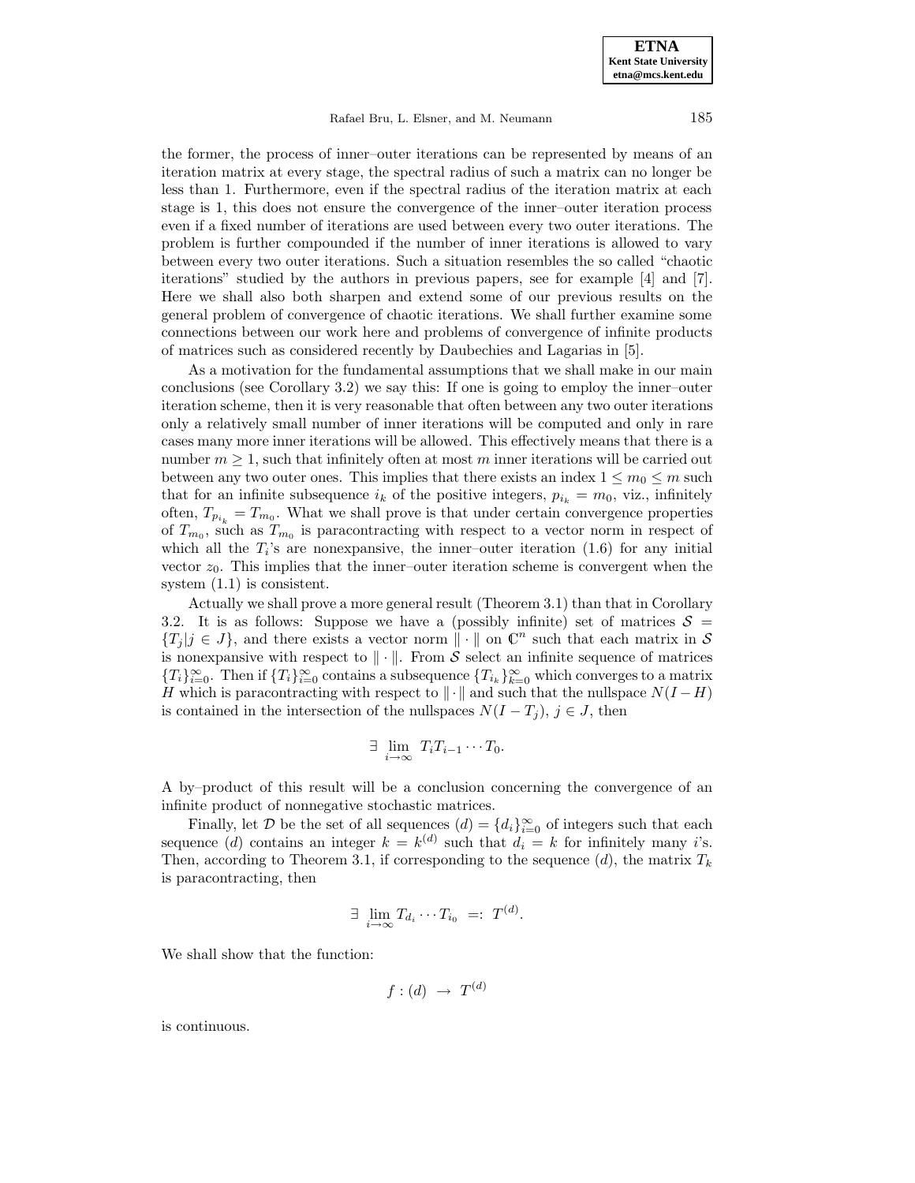the former, the process of inner–outer iterations can be represented by means of an iteration matrix at every stage, the spectral radius of such a matrix can no longer be less than 1. Furthermore, even if the spectral radius of the iteration matrix at each stage is 1, this does not ensure the convergence of the inner–outer iteration process even if a fixed number of iterations are used between every two outer iterations. The problem is further compounded if the number of inner iterations is allowed to vary between every two outer iterations. Such a situation resembles the so called "chaotic iterations" studied by the authors in previous papers, see for example [4] and [7]. Here we shall also both sharpen and extend some of our previous results on the general problem of convergence of chaotic iterations. We shall further examine some connections between our work here and problems of convergence of infinite products of matrices such as considered recently by Daubechies and Lagarias in [5].

As a motivation for the fundamental assumptions that we shall make in our main conclusions (see Corollary 3.2) we say this: If one is going to employ the inner–outer iteration scheme, then it is very reasonable that often between any two outer iterations only a relatively small number of inner iterations will be computed and only in rare cases many more inner iterations will be allowed. This effectively means that there is a number $m \geq 1$, such that infinitely often at most $m$ inner iterations will be carried out between any two outer ones. This implies that there exists an index $1 \leq m_0 \leq m$ such that for an infinite subsequence $i_k$ of the positive integers, $p_{i_k} = m_0$, viz., infinitely often, $T_{p_{i_k}} = T_{m_0}$. What we shall prove is that under certain convergence properties of $T_{m_0}$, such as $T_{m_0}$ is paracontracting with respect to a vector norm in respect of which all the $T_i$'s are nonexpansive, the inner–outer iteration (1.6) for any initial vector $z_0$. This implies that the inner–outer iteration scheme is convergent when the system (1.1) is consistent.

Actually we shall prove a more general result (Theorem 3.1) than that in Corollary 3.2. It is as follows: Suppose we have a (possibly infinite) set of matrices $\mathcal{S} = \{T_j | j \in J\}$, and there exists a vector norm $\| \cdot \|$ on $\mathbb{C}^n$ such that each matrix in $\mathcal{S}$ is nonexpansive with respect to $\| \cdot \|$. From $\mathcal{S}$ select an infinite sequence of matrices $\{T_i\}_{i=0}^{\infty}$. Then if $\{T_i\}_{i=0}^{\infty}$ contains a subsequence $\{T_{i_k}\}_{k=0}^{\infty}$ which converges to a matrix $H$ which is paracontracting with respect to $\| \cdot \|$ and such that the nullspace $N(I-H)$ is contained in the intersection of the nullspaces $N(I-T_j)$, $j \in J$, then

$$\exists \lim_{i \to \infty} T_i T_{i-1} \cdots T_0.$$

A by–product of this result will be a conclusion concerning the convergence of an infinite product of nonnegative stochastic matrices.

Finally, let $\mathcal{D}$ be the set of all sequences $(d) = \{d_i\}_{i=0}^{\infty}$ of integers such that each sequence $(d)$ contains an integer $k = k^{(d)}$ such that $d_i = k$ for infinitely many $i$'s. Then, according to Theorem 3.1, if corresponding to the sequence $(d)$, the matrix $T_k$ is paracontracting, then

$$\exists \lim_{i \to \infty} T_{d_i} \cdots T_{i_0} \;=:\; T^{(d)}.$$

We shall show that the function:

$$f : (d) \;\to\; T^{(d)}$$

is continuous.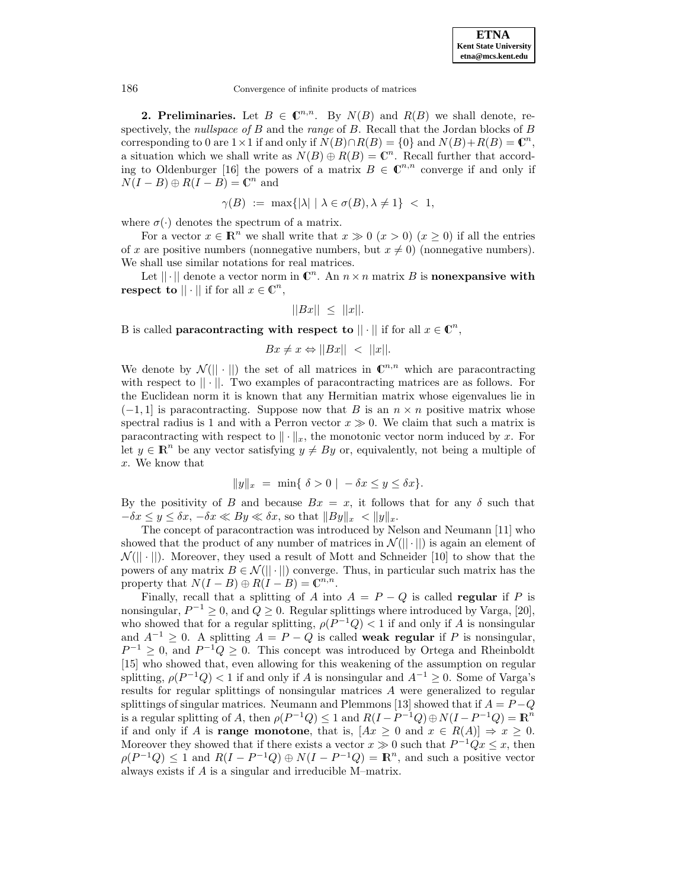**2. Preliminaries.** Let $B \in \mathbb{C}^{n,n}$. By $N(B)$ and $R(B)$ we shall denote, respectively, the *nullspace of* $B$ and the *range* of $B$. Recall that the Jordan blocks of $B$ corresponding to 0 are $1 \times 1$ if and only if $N(B) \cap R(B) = \{0\}$ and $N(B) + R(B) = \mathbb{C}^n$, a situation which we shall write as $N(B) \oplus R(B) = \mathbb{C}^n$. Recall further that according to Oldenburger [16] the powers of a matrix $B \in \mathbb{C}^{n,n}$ converge if and only if $N(I - B) \oplus R(I - B) = \mathbb{C}^n$ and

$$\gamma(B) \;:=\; \max\{|\lambda| \mid \lambda \in \sigma(B), \lambda \neq 1\} \;<\; 1,$$

where $\sigma(\cdot)$ denotes the spectrum of a matrix.

For a vector $x \in \mathbb{R}^n$ we shall write that $x \gg 0$ ($x > 0$) ($x \geq 0$) if all the entries of $x$ are positive numbers (nonnegative numbers, but $x \neq 0$) (nonnegative numbers). We shall use similar notations for real matrices.

Let $||\cdot||$ denote a vector norm in $\mathbb{C}^n$. An $n \times n$ matrix $B$ is **nonexpansive with respect to** $||\cdot||$ if for all $x \in \mathbb{C}^n$,

$$||Bx|| \;\leq\; ||x||.$$

B is called **paracontracting with respect to** $||\cdot||$ if for all $x \in \mathbb{C}^n$,

$$Bx \neq x \Leftrightarrow ||Bx|| \;<\; ||x||.$$

We denote by $\mathcal{N}(||\cdot||)$ the set of all matrices in $\mathbb{C}^{n,n}$ which are paracontracting with respect to $||\cdot||$. Two examples of paracontracting matrices are as follows. For the Euclidean norm it is known that any Hermitian matrix whose eigenvalues lie in $(-1, 1]$ is paracontracting. Suppose now that $B$ is an $n \times n$ positive matrix whose spectral radius is 1 and with a Perron vector $x \gg 0$. We claim that such a matrix is paracontracting with respect to $\|\cdot\|_x$, the monotonic vector norm induced by $x$. For let $y \in \mathbb{R}^n$ be any vector satisfying $y \neq By$ or, equivalently, not being a multiple of $x$. We know that

$$\|y\|_x \;=\; \min\{\; \delta > 0 \mid -\delta x \leq y \leq \delta x\}.$$

By the positivity of $B$ and because $Bx = x$, it follows that for any $\delta$ such that $-\delta x \leq y \leq \delta x$, $-\delta x \ll By \ll \delta x$, so that $\|By\|_x \;< \|y\|_x$.

The concept of paracontraction was introduced by Nelson and Neumann [11] who showed that the product of any number of matrices in $\mathcal{N}(||\cdot||)$ is again an element of $\mathcal{N}(||\cdot||)$. Moreover, they used a result of Mott and Schneider [10] to show that the powers of any matrix $B \in \mathcal{N}(||\cdot||)$ converge. Thus, in particular such matrix has the property that $N(I - B) \oplus R(I - B) = \mathbb{C}^{n,n}$.

Finally, recall that a splitting of $A$ into $A = P - Q$ is called **regular** if $P$ is nonsingular, $P^{-1} \geq 0$, and $Q \geq 0$. Regular splittings where introduced by Varga, [20], who showed that for a regular splitting, $\rho(P^{-1}Q) < 1$ if and only if $A$ is nonsingular and $A^{-1} \geq 0$. A splitting $A = P - Q$ is called **weak regular** if $P$ is nonsingular, $P^{-1} \geq 0$, and $P^{-1}Q \geq 0$. This concept was introduced by Ortega and Rheinboldt [15] who showed that, even allowing for this weakening of the assumption on regular splitting, $\rho(P^{-1}Q) < 1$ if and only if $A$ is nonsingular and $A^{-1} \geq 0$. Some of Varga's results for regular splittings of nonsingular matrices $A$ were generalized to regular splittings of singular matrices. Neumann and Plemmons [13] showed that if $A = P - Q$ is a regular splitting of $A$, then $\rho(P^{-1}Q) \leq 1$ and $R(I - P^{-1}Q) \oplus N(I - P^{-1}Q) = \mathbb{R}^n$ if and only if $A$ is **range monotone**, that is, $[Ax \geq 0$ and $x \in R(A)] \Rightarrow x \geq 0$. Moreover they showed that if there exists a vector $x \gg 0$ such that $P^{-1}Qx \leq x$, then $\rho(P^{-1}Q) \leq 1$ and $R(I - P^{-1}Q) \oplus N(I - P^{-1}Q) = \mathbb{R}^n$, and such a positive vector always exists if $A$ is a singular and irreducible M–matrix.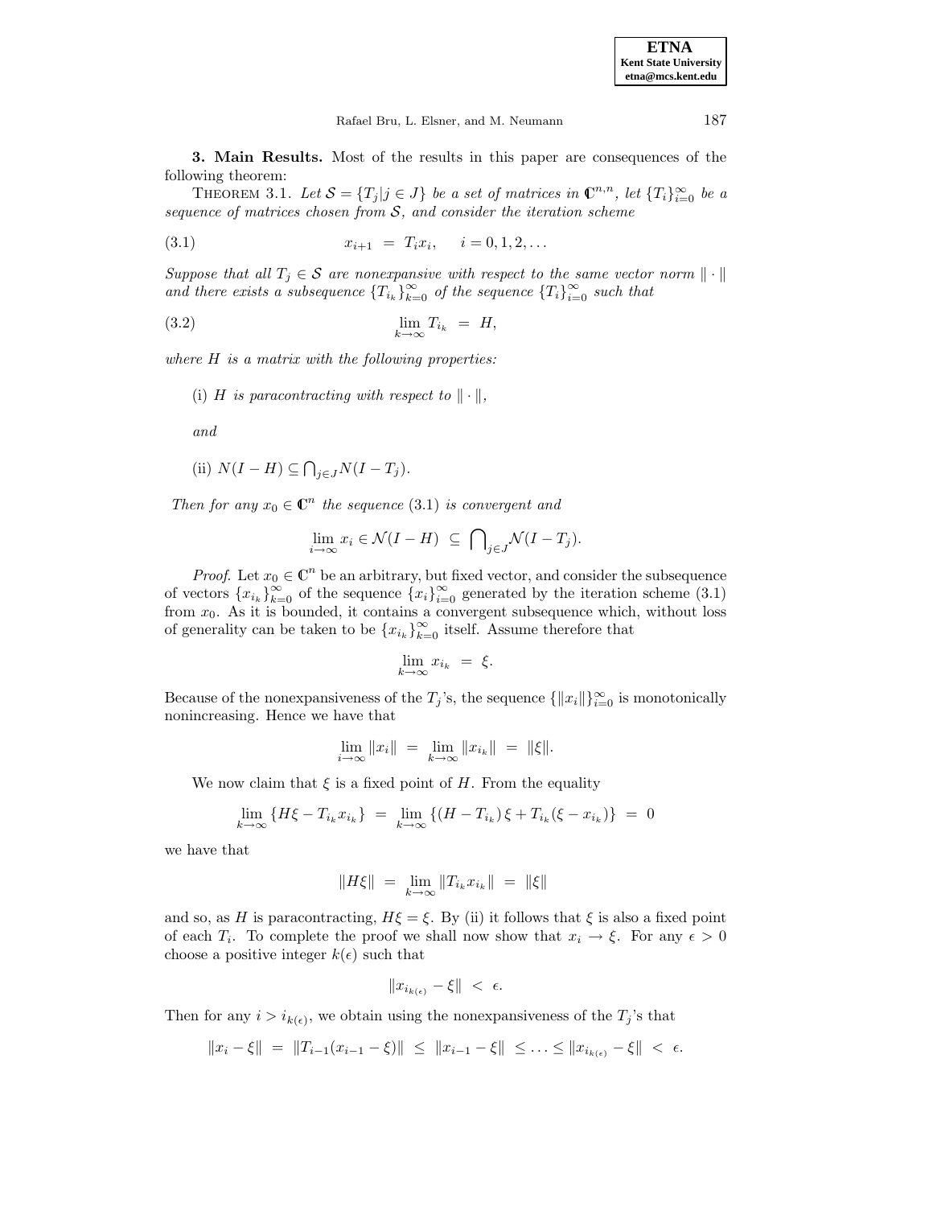**3. Main Results.** Most of the results in this paper are consequences of the following theorem:

THEOREM 3.1. *Let $\mathcal{S} = \{T_j | j \in J\}$ be a set of matrices in $\mathbb{C}^{n,n}$, let $\{T_i\}_{i=0}^{\infty}$ be a sequence of matrices chosen from $\mathcal{S}$, and consider the iteration scheme*

$$x_{i+1} \;=\; T_i x_i, \quad i = 0, 1, 2, \ldots \tag{3.1}$$

*Suppose that all $T_j \in \mathcal{S}$ are nonexpansive with respect to the same vector norm $\|\cdot\|$ and there exists a subsequence $\{T_{i_k}\}_{k=0}^{\infty}$ of the sequence $\{T_i\}_{i=0}^{\infty}$ such that*

$$\lim_{k\to\infty} T_{i_k} \;=\; H, \tag{3.2}$$

*where $H$ is a matrix with the following properties:*

(i) *$H$ is paracontracting with respect to $\|\cdot\|$,*

*and*

(ii) $N(I - H) \subseteq \bigcap_{j\in J} N(I - T_j)$.

*Then for any $x_0 \in \mathbb{C}^n$ the sequence* (3.1) *is convergent and*

$$\lim_{i\to\infty} x_i \in \mathcal{N}(I - H) \;\subseteq\; \bigcap\nolimits_{j\in J} \mathcal{N}(I - T_j).$$

*Proof.* Let $x_0 \in \mathbb{C}^n$ be an arbitrary, but fixed vector, and consider the subsequence of vectors $\{x_{i_k}\}_{k=0}^{\infty}$ of the sequence $\{x_i\}_{i=0}^{\infty}$ generated by the iteration scheme (3.1) from $x_0$. As it is bounded, it contains a convergent subsequence which, without loss of generality can be taken to be $\{x_{i_k}\}_{k=0}^{\infty}$ itself. Assume therefore that

$$\lim_{k\to\infty} x_{i_k} \;=\; \xi.$$

Because of the nonexpansiveness of the $T_j$'s, the sequence $\{\|x_i\|\}_{i=0}^{\infty}$ is monotonically nonincreasing. Hence we have that

$$\lim_{i\to\infty} \|x_i\| \;=\; \lim_{k\to\infty} \|x_{i_k}\| \;=\; \|\xi\|.$$

We now claim that $\xi$ is a fixed point of $H$. From the equality

$$\lim_{k\to\infty} \{H\xi - T_{i_k} x_{i_k}\} \;=\; \lim_{k\to\infty} \{(H - T_{i_k})\,\xi + T_{i_k}(\xi - x_{i_k})\} \;=\; 0$$

we have that

$$\|H\xi\| \;=\; \lim_{k\to\infty} \|T_{i_k} x_{i_k}\| \;=\; \|\xi\|$$

and so, as $H$ is paracontracting, $H\xi = \xi$. By (ii) it follows that $\xi$ is also a fixed point of each $T_i$. To complete the proof we shall now show that $x_i \to \xi$. For any $\epsilon > 0$ choose a positive integer $k(\epsilon)$ such that

$$\|x_{i_{k(\epsilon)}} - \xi\| \;<\; \epsilon.$$

Then for any $i > i_{k(\epsilon)}$, we obtain using the nonexpansiveness of the $T_j$'s that

$$\|x_i - \xi\| \;=\; \|T_{i-1}(x_{i-1} - \xi)\| \;\leq\; \|x_{i-1} - \xi\| \;\leq \ldots \leq \|x_{i_{k(\epsilon)}} - \xi\| \;<\; \epsilon.$$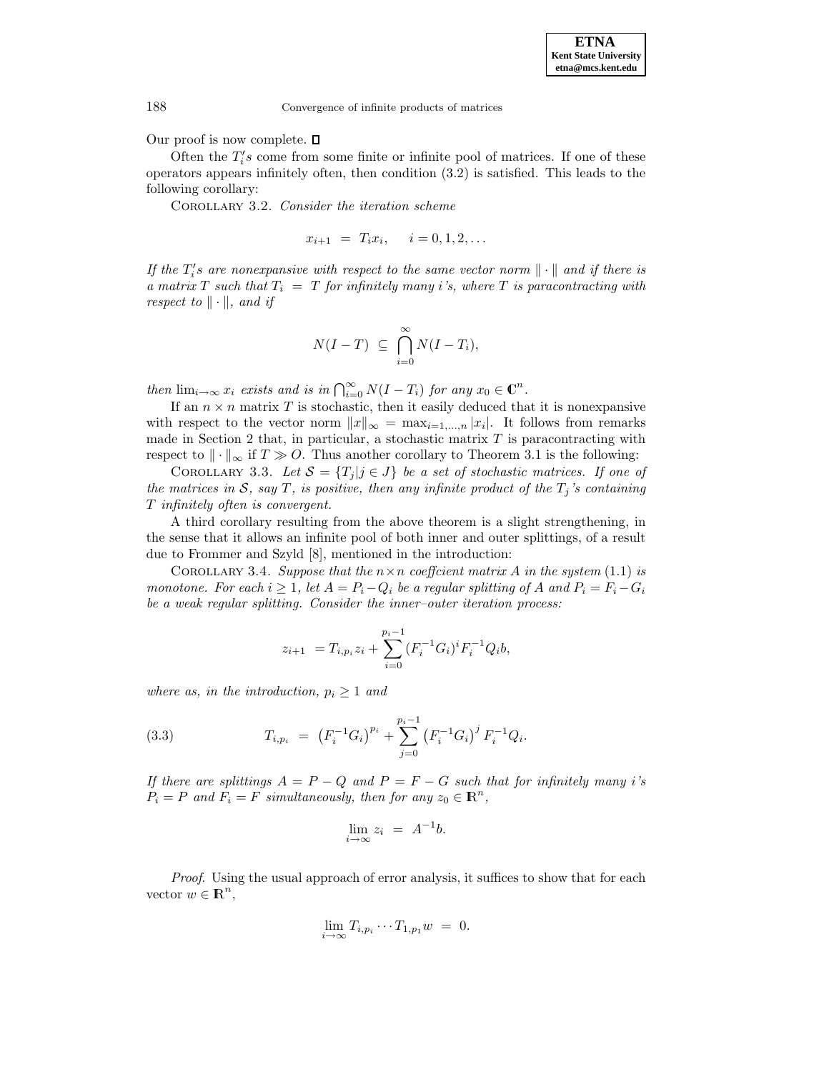Our proof is now complete. □

Often the $T_i's$ come from some finite or infinite pool of matrices. If one of these operators appears infinitely often, then condition (3.2) is satisfied. This leads to the following corollary:

COROLLARY 3.2. *Consider the iteration scheme*

$$x_{i+1} \;=\; T_i x_i, \quad\; i = 0, 1, 2, \ldots$$

*If the $T_i's$ are nonexpansive with respect to the same vector norm $\|\cdot\|$ and if there is a matrix $T$ such that $T_i \;=\; T$ for infinitely many $i$'s, where $T$ is paracontracting with respect to $\|\cdot\|$, and if*

$$N(I-T) \;\subseteq\; \bigcap_{i=0}^{\infty} N(I-T_i),$$

*then $\lim_{i\to\infty} x_i$ exists and is in $\bigcap_{i=0}^{\infty} N(I-T_i)$ for any $x_0 \in \mathbb{C}^n$.*

If an $n \times n$ matrix $T$ is stochastic, then it easily deduced that it is nonexpansive with respect to the vector norm $\|x\|_\infty \;=\; \max_{i=1,\ldots,n} |x_i|$. It follows from remarks made in Section 2 that, in particular, a stochastic matrix $T$ is paracontracting with respect to $\|\cdot\|_\infty$ if $T \gg O$. Thus another corollary to Theorem 3.1 is the following:

COROLLARY 3.3. *Let $\mathcal{S} = \{T_j | j \in J\}$ be a set of stochastic matrices. If one of the matrices in $\mathcal{S}$, say $T$, is positive, then any infinite product of the $T_j$'s containing $T$ infinitely often is convergent.*

A third corollary resulting from the above theorem is a slight strengthening, in the sense that it allows an infinite pool of both inner and outer splittings, of a result due to Frommer and Szyld [8], mentioned in the introduction:

COROLLARY 3.4. *Suppose that the $n\times n$ coeffcient matrix $A$ in the system (1.1) is monotone. For each $i \geq 1$, let $A = P_i - Q_i$ be a regular splitting of $A$ and $P_i = F_i - G_i$ be a weak regular splitting. Consider the inner–outer iteration process:*

$$z_{i+1} \;= T_{i,p_i} z_i + \sum_{i=0}^{p_i-1} (F_i^{-1}G_i)^i F_i^{-1} Q_i b,$$

*where as, in the introduction, $p_i \geq 1$ and*

$$T_{i,p_i} \;=\; \left(F_i^{-1}G_i\right)^{p_i} + \sum_{j=0}^{p_i-1} \left(F_i^{-1}G_i\right)^j F_i^{-1} Q_i. \tag{3.3}$$

*If there are splittings $A = P - Q$ and $P = F - G$ such that for infinitely many $i$'s $P_i = P$ and $F_i = F$ simultaneously, then for any $z_0 \in \mathbb{R}^n$,*

$$\lim_{i\to\infty} z_i \;=\; A^{-1}b.$$

*Proof*. Using the usual approach of error analysis, it suffices to show that for each vector $w \in \mathbb{R}^n$,

$$\lim_{i\to\infty} T_{i,p_i} \cdots T_{1,p_1} w \;=\; 0.$$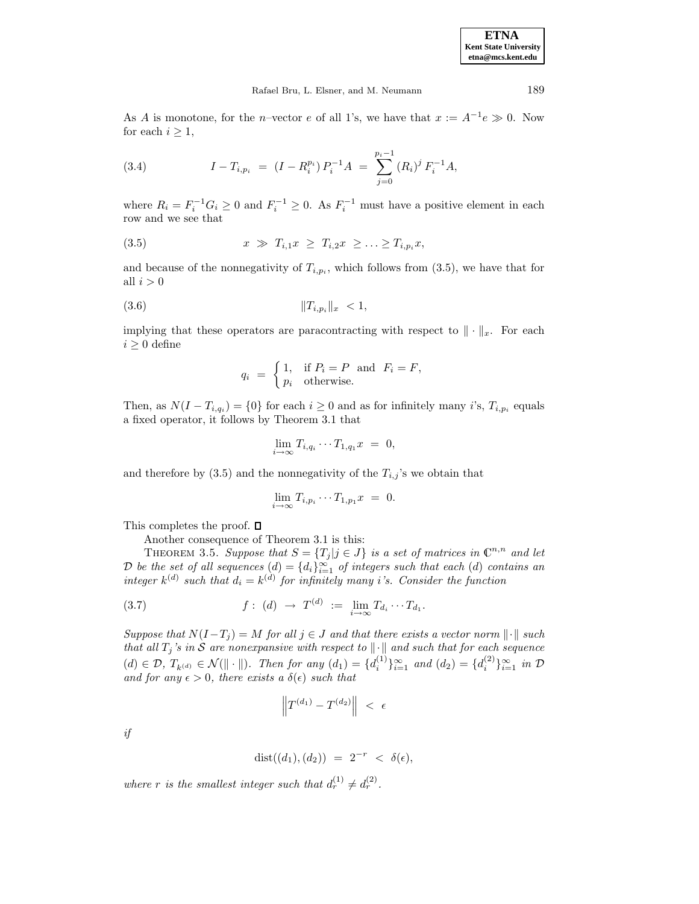As $A$ is monotone, for the $n$–vector $e$ of all 1's, we have that $x := A^{-1}e \gg 0$. Now for each $i \geq 1$,

$$I - T_{i,p_i} \; = \; (I - R_i^{p_i})\, P_i^{-1} A \; = \; \sum_{j=0}^{p_i - 1} (R_i)^j \, F_i^{-1} A, \tag{3.4}$$

where $R_i = F_i^{-1} G_i \geq 0$ and $F_i^{-1} \geq 0$. As $F_i^{-1}$ must have a positive element in each row and we see that

$$x \; \gg \; T_{i,1} x \; \geq \; T_{i,2} x \; \geq \ldots \geq T_{i,p_i} x, \tag{3.5}$$

and because of the nonnegativity of $T_{i,p_i}$, which follows from (3.5), we have that for all $i > 0$

$$\|T_{i,p_i}\|_x \; < 1, \tag{3.6}$$

implying that these operators are paracontracting with respect to $\|\cdot\|_x$. For each $i \geq 0$ define

$$q_i \; = \; \begin{cases} 1, & \text{if } P_i = P \;\; \text{and} \;\; F_i = F, \\ p_i & \text{otherwise.} \end{cases}$$

Then, as $N(I - T_{i,q_i}) = \{0\}$ for each $i \geq 0$ and as for infinitely many $i$'s, $T_{i,p_i}$ equals a fixed operator, it follows by Theorem 3.1 that

$$\lim_{i \to \infty} T_{i,q_i} \cdots T_{1,q_1} x \; = \; 0,$$

and therefore by (3.5) and the nonnegativity of the $T_{i,j}$'s we obtain that

$$\lim_{i \to \infty} T_{i,p_i} \cdots T_{1,p_1} x \; = \; 0.$$

This completes the proof. $\square$

Another consequence of Theorem 3.1 is this:

THEOREM 3.5. *Suppose that $S = \{T_j | j \in J\}$ is a set of matrices in $\mathbb{C}^{n,n}$ and let $\mathcal{D}$ be the set of all sequences $(d) = \{d_i\}_{i=1}^{\infty}$ of integers such that each $(d)$ contains an integer $k^{(d)}$ such that $d_i = k^{(d)}$ for infinitely many $i$'s. Consider the function*

$$f : \; (d) \; \to \; T^{(d)} \; := \; \lim_{i \to \infty} T_{d_i} \cdots T_{d_1}. \tag{3.7}$$

*Suppose that $N(I - T_j) = M$ for all $j \in J$ and that there exists a vector norm $\|\cdot\|$ such that all $T_j$'s in $\mathcal{S}$ are nonexpansive with respect to $\|\cdot\|$ and such that for each sequence $(d) \in \mathcal{D}$, $T_{k^{(d)}} \in \mathcal{N}(\|\cdot\|)$. Then for any $(d_1) = \{d_i^{(1)}\}_{i=1}^{\infty}$ and $(d_2) = \{d_i^{(2)}\}_{i=1}^{\infty}$ in $\mathcal{D}$ and for any $\epsilon > 0$, there exists a $\delta(\epsilon)$ such that*

$$\left\| T^{(d_1)} - T^{(d_2)} \right\| \; < \; \epsilon$$

*if*

$$\text{dist}((d_1), (d_2)) \; = \; 2^{-r} \; < \; \delta(\epsilon),$$

*where $r$ is the smallest integer such that $d_r^{(1)} \neq d_r^{(2)}$.*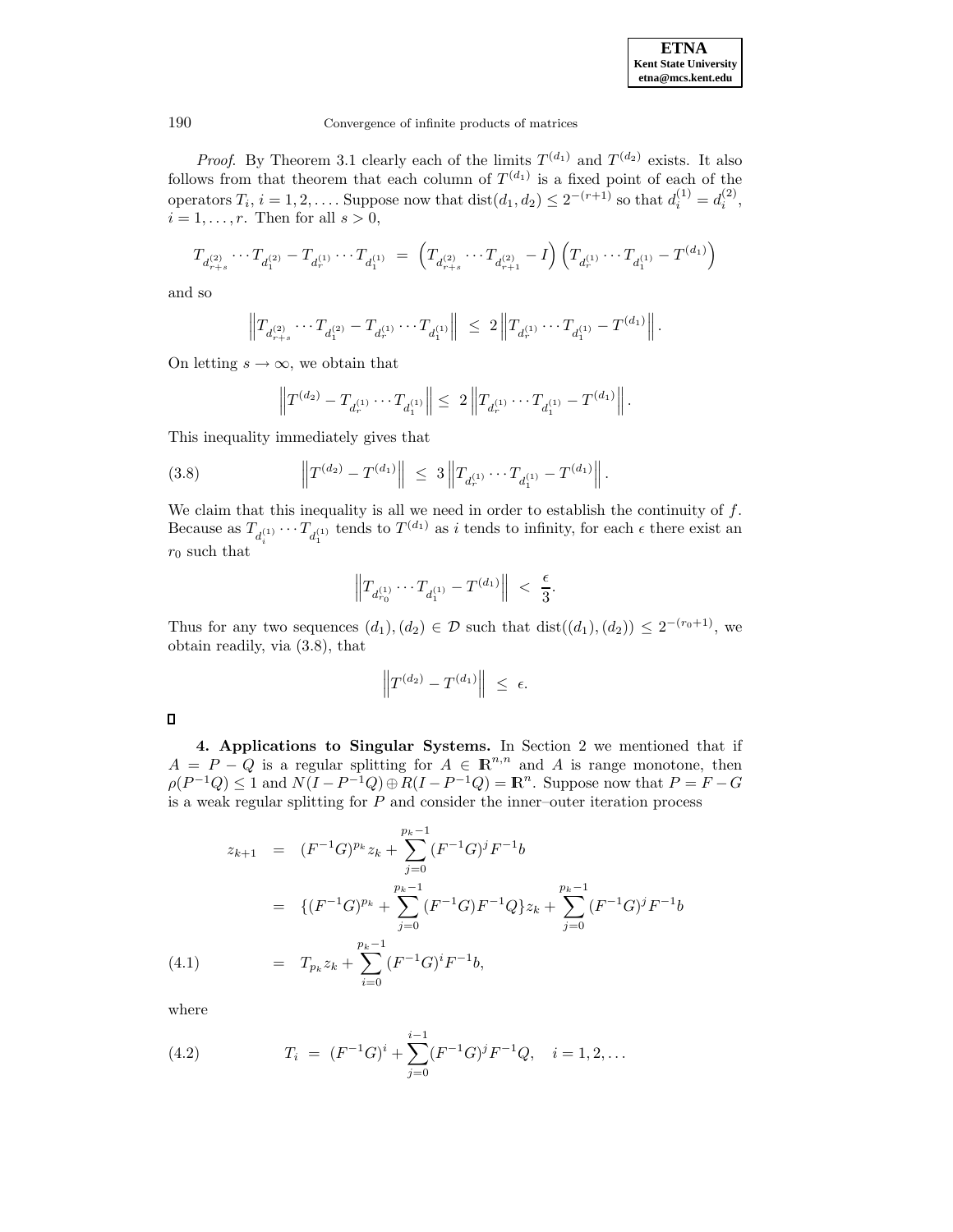*Proof*. By Theorem 3.1 clearly each of the limits $T^{(d_1)}$ and $T^{(d_2)}$ exists. It also follows from that theorem that each column of $T^{(d_1)}$ is a fixed point of each of the operators $T_i$, $i = 1, 2, \ldots$. Suppose now that $\text{dist}(d_1, d_2) \leq 2^{-(r+1)}$ so that $d_i^{(1)} = d_i^{(2)}$, $i = 1, \ldots, r$. Then for all $s > 0$,

$$T_{d_{r+s}^{(2)}} \cdots T_{d_1^{(2)}} - T_{d_r^{(1)}} \cdots T_{d_1^{(1)}} \;=\; \left(T_{d_{r+s}^{(2)}} \cdots T_{d_{r+1}^{(2)}} - I\right)\left(T_{d_r^{(1)}} \cdots T_{d_1^{(1)}} - T^{(d_1)}\right)$$

and so

$$\left\| T_{d_{r+s}^{(2)}} \cdots T_{d_1^{(2)}} - T_{d_r^{(1)}} \cdots T_{d_1^{(1)}} \right\| \;\leq\; 2 \left\| T_{d_r^{(1)}} \cdots T_{d_1^{(1)}} - T^{(d_1)} \right\|.$$

On letting $s \to \infty$, we obtain that

$$\left\| T^{(d_2)} - T_{d_r^{(1)}} \cdots T_{d_1^{(1)}} \right\| \leq\; 2 \left\| T_{d_r^{(1)}} \cdots T_{d_1^{(1)}} - T^{(d_1)} \right\|.$$

This inequality immediately gives that

$$\left\| T^{(d_2)} - T^{(d_1)} \right\| \;\leq\; 3 \left\| T_{d_r^{(1)}} \cdots T_{d_1^{(1)}} - T^{(d_1)} \right\|. \tag{3.8}$$

We claim that this inequality is all we need in order to establish the continuity of $f$. Because as $T_{d_i^{(1)}} \cdots T_{d_1^{(1)}}$ tends to $T^{(d_1)}$ as $i$ tends to infinity, for each $\epsilon$ there exist an $r_0$ such that

$$\left\| T_{d_{r_0}^{(1)}} \cdots T_{d_1^{(1)}} - T^{(d_1)} \right\| \;<\; \frac{\epsilon}{3}.$$

Thus for any two sequences $(d_1), (d_2) \in \mathcal{D}$ such that $\text{dist}((d_1), (d_2)) \leq 2^{-(r_0+1)}$, we obtain readily, via (3.8), that

$$\left\| T^{(d_2)} - T^{(d_1)} \right\| \;\leq\; \epsilon.$$

□

**4. Applications to Singular Systems.** In Section 2 we mentioned that if $A = P - Q$ is a regular splitting for $A \in \mathbb{R}^{n,n}$ and $A$ is range monotone, then $\rho(P^{-1}Q) \leq 1$ and $N(I - P^{-1}Q) \oplus R(I - P^{-1}Q) = \mathbb{R}^n$. Suppose now that $P = F - G$ is a weak regular splitting for $P$ and consider the inner–outer iteration process

$$\begin{aligned}
z_{k+1} &= (F^{-1}G)^{p_k} z_k + \sum_{j=0}^{p_k-1} (F^{-1}G)^j F^{-1} b \\
&= \{(F^{-1}G)^{p_k} + \sum_{j=0}^{p_k-1} (F^{-1}G) F^{-1} Q\} z_k + \sum_{j=0}^{p_k-1} (F^{-1}G)^j F^{-1} b \\
&= T_{p_k} z_k + \sum_{i=0}^{p_k-1} (F^{-1}G)^i F^{-1} b,
\end{aligned} \tag{4.1}$$

where

$$T_i \;=\; (F^{-1}G)^i + \sum_{j=0}^{i-1} (F^{-1}G)^j F^{-1} Q, \quad i = 1, 2, \ldots \tag{4.2}$$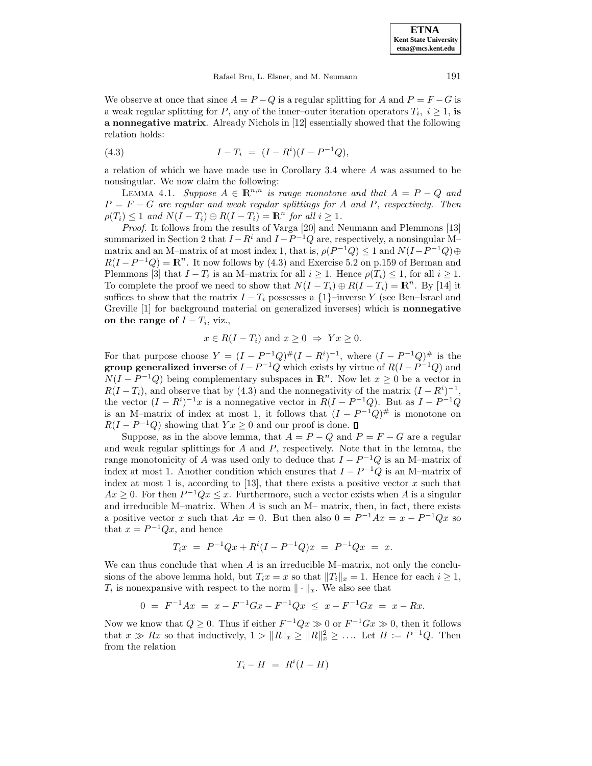We observe at once that since $A = P - Q$ is a regular splitting for $A$ and $P = F - G$ is a weak regular splitting for $P$, any of the inner–outer iteration operators $T_i$, $i \geq 1$, **is a nonnegative matrix**. Already Nichols in [12] essentially showed that the following relation holds:

$$I - T_i \;=\; (I - R^i)(I - P^{-1}Q), \tag{4.3}$$

a relation of which we have made use in Corollary 3.4 where $A$ was assumed to be nonsingular. We now claim the following:

Lemma 4.1. *Suppose $A \in \mathbb{R}^{n,n}$ is range monotone and that $A = P - Q$ and $P = F - G$ are regular and weak regular splittings for $A$ and $P$, respectively. Then $\rho(T_i) \leq 1$ and $N(I - T_i) \oplus R(I - T_i) = \mathbb{R}^n$ for all $i \geq 1$.*

*Proof.* It follows from the results of Varga [20] and Neumann and Plemmons [13] summarized in Section 2 that $I - R^i$ and $I - P^{-1}Q$ are, respectively, a nonsingular M–matrix and an M–matrix of at most index 1, that is, $\rho(P^{-1}Q) \leq 1$ and $N(I - P^{-1}Q) \oplus R(I - P^{-1}Q) = \mathbb{R}^n$. It now follows by (4.3) and Exercise 5.2 on p.159 of Berman and Plemmons [3] that $I - T_i$ is an M–matrix for all $i \geq 1$. Hence $\rho(T_i) \leq 1$, for all $i \geq 1$. To complete the proof we need to show that $N(I - T_i) \oplus R(I - T_i) = \mathbb{R}^n$. By [14] it suffices to show that the matrix $I - T_i$ possesses a $\{1\}$–inverse $Y$ (see Ben–Israel and Greville [1] for background material on generalized inverses) which is **nonnegative on the range of** $I - T_i$, viz.,

$$x \in R(I - T_i) \text{ and } x \geq 0 \;\Rightarrow\; Yx \geq 0.$$

For that purpose choose $Y = (I - P^{-1}Q)^{\#}(I - R^i)^{-1}$, where $(I - P^{-1}Q)^{\#}$ is the **group generalized inverse** of $I - P^{-1}Q$ which exists by virtue of $R(I - P^{-1}Q)$ and $N(I - P^{-1}Q)$ being complementary subspaces in $\mathbb{R}^n$. Now let $x \geq 0$ be a vector in $R(I - T_i)$, and observe that by (4.3) and the nonnegativity of the matrix $(I - R^i)^{-1}$, the vector $(I - R^i)^{-1}x$ is a nonnegative vector in $R(I - P^{-1}Q)$. But as $I - P^{-1}Q$ is an M–matrix of index at most 1, it follows that $(I - P^{-1}Q)^{\#}$ is monotone on $R(I - P^{-1}Q)$ showing that $Yx \geq 0$ and our proof is done. ∎

Suppose, as in the above lemma, that $A = P - Q$ and $P = F - G$ are a regular and weak regular splittings for $A$ and $P$, respectively. Note that in the lemma, the range monotonicity of $A$ was used only to deduce that $I - P^{-1}Q$ is an M–matrix of index at most 1. Another condition which ensures that $I - P^{-1}Q$ is an M–matrix of index at most 1 is, according to [13], that there exists a positive vector $x$ such that $Ax \geq 0$. For then $P^{-1}Qx \leq x$. Furthermore, such a vector exists when $A$ is a singular and irreducible M–matrix. When $A$ is such an M– matrix, then, in fact, there exists a positive vector $x$ such that $Ax = 0$. But then also $0 = P^{-1}Ax = x - P^{-1}Qx$ so that $x = P^{-1}Qx$, and hence

$$T_i x \;=\; P^{-1}Qx + R^i(I - P^{-1}Q)x \;=\; P^{-1}Qx \;=\; x.$$

We can thus conclude that when $A$ is an irreducible M–matrix, not only the conclusions of the above lemma hold, but $T_i x = x$ so that $\|T_i\|_x = 1$. Hence for each $i \geq 1$, $T_i$ is nonexpansive with respect to the norm $\|\cdot\|_x$. We also see that

$$0 \;=\; F^{-1}Ax \;=\; x - F^{-1}Gx - F^{-1}Qx \;\leq\; x - F^{-1}Gx \;=\; x - Rx.$$

Now we know that $Q \geq 0$. Thus if either $F^{-1}Qx \gg 0$ or $F^{-1}Gx \gg 0$, then it follows that $x \gg Rx$ so that inductively, $1 > \|R\|_x \geq \|R\|_x^2 \geq \ldots$. Let $H := P^{-1}Q$. Then from the relation

$$T_i - H \;=\; R^i(I - H)$$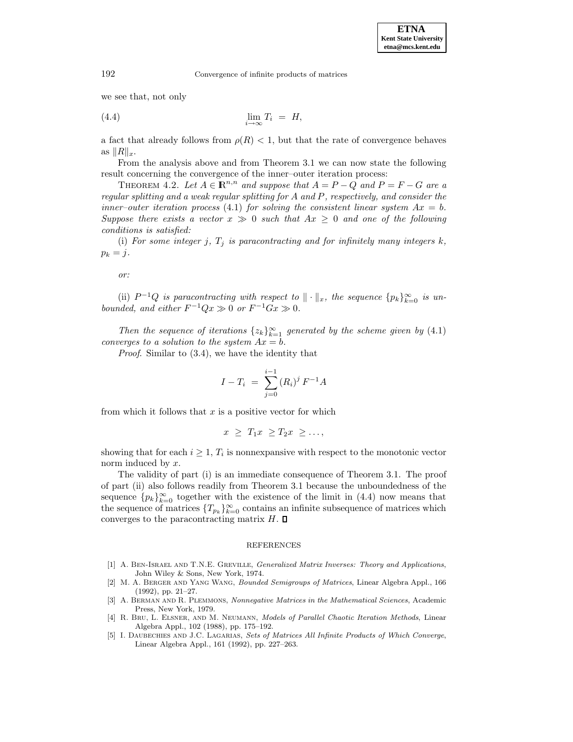we see that, not only

$$\lim_{i \to \infty} T_i \;=\; H, \tag{4.4}$$

a fact that already follows from $\rho(R) < 1$, but that the rate of convergence behaves as $\|R\|_x$.

From the analysis above and from Theorem 3.1 we can now state the following result concerning the convergence of the inner–outer iteration process:

THEOREM 4.2. *Let $A \in \mathbb{R}^{n,n}$ and suppose that $A = P - Q$ and $P = F - G$ are a regular splitting and a weak regular splitting for $A$ and $P$, respectively, and consider the inner–outer iteration process* (4.1) *for solving the consistent linear system $Ax = b$. Suppose there exists a vector $x \gg 0$ such that $Ax \geq 0$ and one of the following conditions is satisfied:*

(i) *For some integer $j$, $T_j$ is paracontracting and for infinitely many integers $k$, $p_k = j$.*

*or:*

(ii) *$P^{-1}Q$ is paracontracting with respect to $\|\cdot\|_x$, the sequence $\{p_k\}_{k=0}^{\infty}$ is unbounded, and either $F^{-1}Qx \gg 0$ or $F^{-1}Gx \gg 0$.*

*Then the sequence of iterations $\{z_k\}_{k=1}^{\infty}$ generated by the scheme given by* (4.1) *converges to a solution to the system $Ax = b$.*

*Proof*. Similar to (3.4), we have the identity that

$$I - T_i \;=\; \sum_{j=0}^{i-1} (R_i)^j \, F^{-1}A$$

from which it follows that $x$ is a positive vector for which

$$x \;\geq\; T_1 x \;\geq T_2 x \;\geq \ldots,$$

showing that for each $i \geq 1$, $T_i$ is nonnexpansive with respect to the monotonic vector norm induced by $x$.

The validity of part (i) is an immediate consequence of Theorem 3.1. The proof of part (ii) also follows readily from Theorem 3.1 because the unboundedness of the sequence $\{p_k\}_{k=0}^{\infty}$ together with the existence of the limit in (4.4) now means that the sequence of matrices $\{T_{p_k}\}_{k=0}^{\infty}$ contains an infinite subsequence of matrices which converges to the paracontracting matrix $H$. $\square$

## REFERENCES

[1] A. Ben-Israel and T.N.E. Greville, *Generalized Matrix Inverses: Theory and Applications*, John Wiley & Sons, New York, 1974.

[2] M. A. Berger and Yang Wang, *Bounded Semigroups of Matrices*, Linear Algebra Appl., 166 (1992), pp. 21–27.

[3] A. Berman and R. Plemmons, *Nonnegative Matrices in the Mathematical Sciences*, Academic Press, New York, 1979.

[4] R. Bru, L. Elsner, and M. Neumann, *Models of Parallel Chaotic Iteration Methods*, Linear Algebra Appl., 102 (1988), pp. 175–192.

[5] I. Daubechies and J.C. Lagarias, *Sets of Matrices All Infinite Products of Which Converge*, Linear Algebra Appl., 161 (1992), pp. 227–263.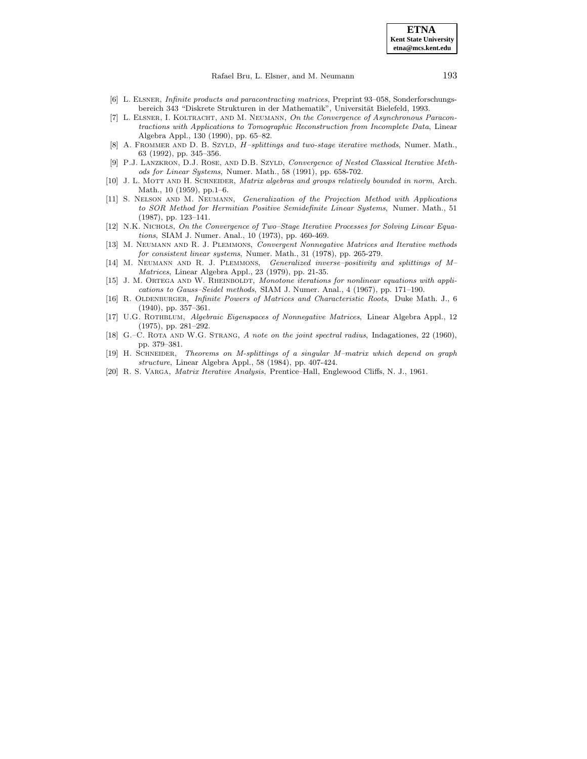[6] L. Elsner, *Infinite products and paracontracting matrices*, Preprint 93–058, Sonderforschungsbereich 343 "Diskrete Strukturen in der Mathematik", Universität Bielefeld, 1993.

[7] L. Elsner, I. Koltracht, and M. Neumann, *On the Convergence of Asynchronous Paracontractions with Applications to Tomographic Reconstruction from Incomplete Data*, Linear Algebra Appl., 130 (1990), pp. 65–82.

[8] A. Frommer and D. B. Szyld, *H–splittings and two-stage iterative methods*, Numer. Math., 63 (1992), pp. 345–356.

[9] P.J. Lanzkron, D.J. Rose, and D.B. Szyld, *Convergence of Nested Classical Iterative Methods for Linear Systems*, Numer. Math., 58 (1991), pp. 658-702.

[10] J. L. Mott and H. Schneider, *Matrix algebras and groups relatively bounded in norm*, Arch. Math., 10 (1959), pp.1–6.

[11] S. Nelson and M. Neumann, *Generalization of the Projection Method with Applications to SOR Method for Hermitian Positive Semidefinite Linear Systems*, Numer. Math., 51 (1987), pp. 123–141.

[12] N.K. Nichols, *On the Convergence of Two–Stage Iterative Processes for Solving Linear Equations*, SIAM J. Numer. Anal., 10 (1973), pp. 460-469.

[13] M. Neumann and R. J. Plemmons, *Convergent Nonnegative Matrices and Iterative methods for consistent linear systems*, Numer. Math., 31 (1978), pp. 265-279.

[14] M. Neumann and R. J. Plemmons, *Generalized inverse–positivity and splittings of M–Matrices*, Linear Algebra Appl., 23 (1979), pp. 21-35.

[15] J. M. Ortega and W. Rheinboldt, *Monotone iterations for nonlinear equations with applications to Gauss–Seidel methods*, SIAM J. Numer. Anal., 4 (1967), pp. 171–190.

[16] R. Oldenburger, *Infinite Powers of Matrices and Characteristic Roots*, Duke Math. J., 6 (1940), pp. 357–361.

[17] U.G. Rothblum, *Algebraic Eigenspaces of Nonnegative Matrices*, Linear Algebra Appl., 12 (1975), pp. 281–292.

[18] G.–C. Rota and W.G. Strang, *A note on the joint spectral radius*, Indagationes, 22 (1960), pp. 379–381.

[19] H. Schneider, *Theorems on M-splittings of a singular M–matrix which depend on graph structure*, Linear Algebra Appl., 58 (1984), pp. 407-424.

[20] R. S. Varga, *Matrix Iterative Analysis*, Prentice–Hall, Englewood Cliffs, N. J., 1961.